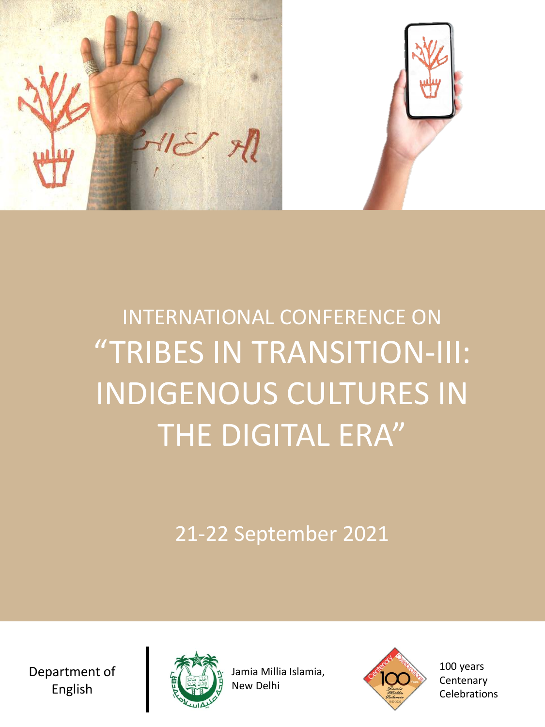INTERNATIONAL CONFERENCE ON

# "TRIBES IN TRANSITION-III: INDIGENOUS CULTURES IN THE DIGITAL ERA"

21-22 September 2021

Department of English

Jamia Millia Islamia, New Delhi

100 years Centenary Celebrations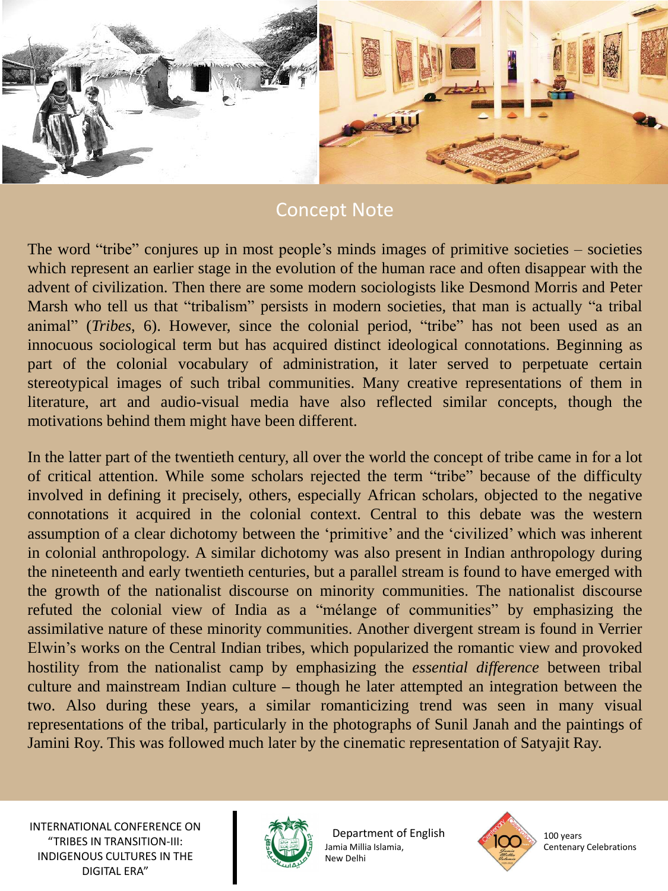## Concept Note

The word "tribe" conjures up in most people's minds images of primitive societies – societies which represent an earlier stage in the evolution of the human race and often disappear with the advent of civilization. Then there are some modern sociologists like Desmond Morris and Peter Marsh who tell us that "tribalism" persists in modern societies, that man is actually "a tribal animal" (*Tribes*, 6). However, since the colonial period, "tribe" has not been used as an innocuous sociological term but has acquired distinct ideological connotations. Beginning as part of the colonial vocabulary of administration, it later served to perpetuate certain stereotypical images of such tribal communities. Many creative representations of them in literature, art and audio-visual media have also reflected similar concepts, though the motivations behind them might have been different.

In the latter part of the twentieth century, all over the world the concept of tribe came in for a lot of critical attention. While some scholars rejected the term "tribe" because of the difficulty involved in defining it precisely, others, especially African scholars, objected to the negative connotations it acquired in the colonial context. Central to this debate was the western assumption of a clear dichotomy between the 'primitive' and the 'civilized' which was inherent in colonial anthropology. A similar dichotomy was also present in Indian anthropology during the nineteenth and early twentieth centuries, but a parallel stream is found to have emerged with the growth of the nationalist discourse on minority communities. The nationalist discourse refuted the colonial view of India as a "mélange of communities" by emphasizing the assimilative nature of these minority communities. Another divergent stream is found in Verrier Elwin's works on the Central Indian tribes, which popularized the romantic view and provoked hostility from the nationalist camp by emphasizing the *essential difference* between tribal culture and mainstream Indian culture – though he later attempted an integration between the two. Also during these years, a similar romanticizing trend was seen in many visual representations of the tribal, particularly in the photographs of Sunil Janah and the paintings of Jamini Roy. This was followed much later by the cinematic representation of Satyajit Ray.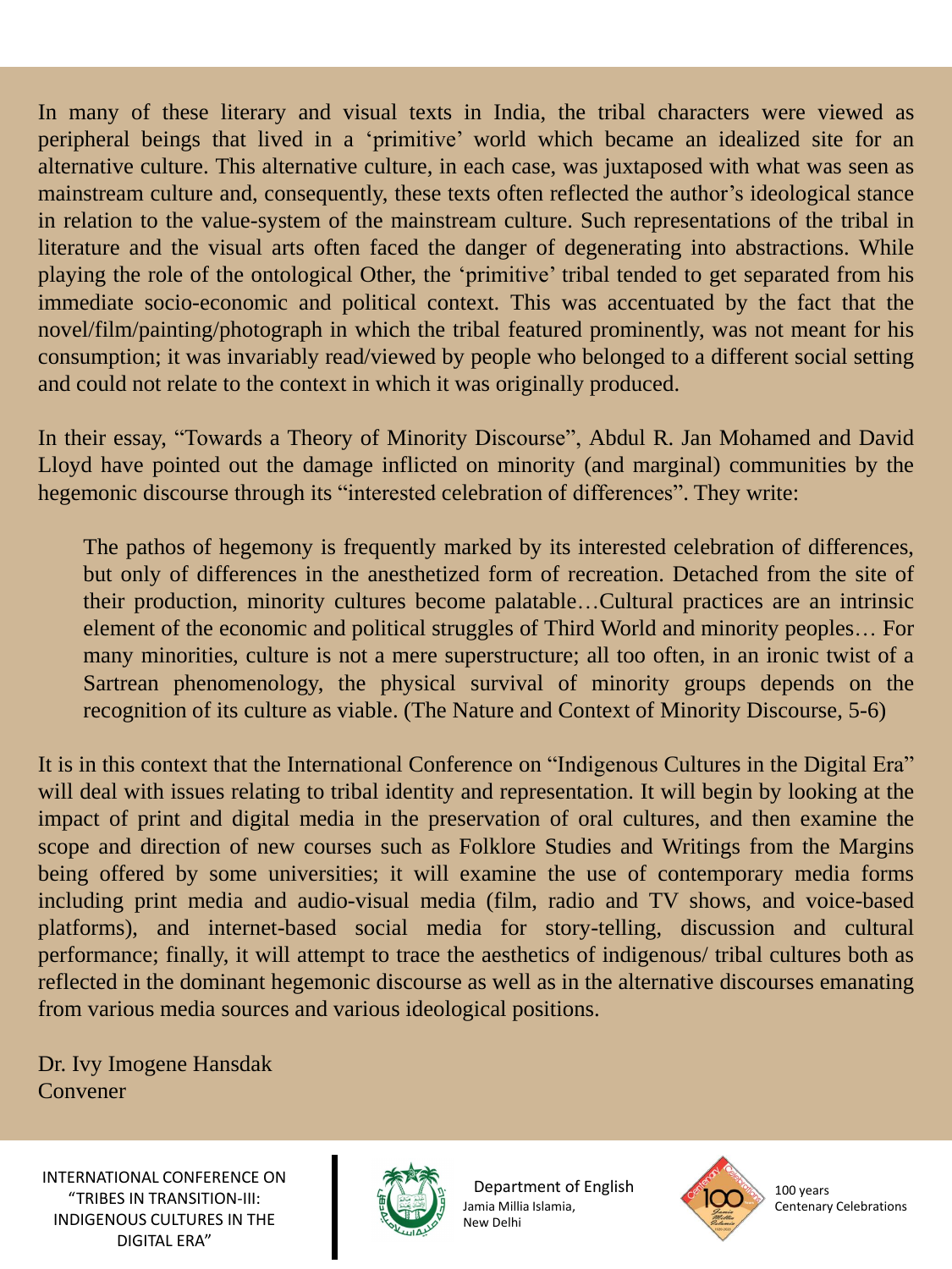In many of these literary and visual texts in India, the tribal characters were viewed as peripheral beings that lived in a 'primitive' world which became an idealized site for an alternative culture. This alternative culture, in each case, was juxtaposed with what was seen as mainstream culture and, consequently, these texts often reflected the author's ideological stance in relation to the value-system of the mainstream culture. Such representations of the tribal in literature and the visual arts often faced the danger of degenerating into abstractions. While playing the role of the ontological Other, the 'primitive' tribal tended to get separated from his immediate socio-economic and political context. This was accentuated by the fact that the novel/film/painting/photograph in which the tribal featured prominently, was not meant for his consumption; it was invariably read/viewed by people who belonged to a different social setting and could not relate to the context in which it was originally produced.

In their essay, "Towards a Theory of Minority Discourse", Abdul R. Jan Mohamed and David Lloyd have pointed out the damage inflicted on minority (and marginal) communities by the hegemonic discourse through its "interested celebration of differences". They write:

> The pathos of hegemony is frequently marked by its interested celebration of differences, but only of differences in the anesthetized form of recreation. Detached from the site of their production, minority cultures become palatable…Cultural practices are an intrinsic element of the economic and political struggles of Third World and minority peoples… For many minorities, culture is not a mere superstructure; all too often, in an ironic twist of a Sartrean phenomenology, the physical survival of minority groups depends on the recognition of its culture as viable. (The Nature and Context of Minority Discourse, 5-6)

It is in this context that the International Conference on "Indigenous Cultures in the Digital Era" will deal with issues relating to tribal identity and representation. It will begin by looking at the impact of print and digital media in the preservation of oral cultures, and then examine the scope and direction of new courses such as Folklore Studies and Writings from the Margins being offered by some universities; it will examine the use of contemporary media forms including print media and audio-visual media (film, radio and TV shows, and voice-based platforms), and internet-based social media for story-telling, discussion and cultural performance; finally, it will attempt to trace the aesthetics of indigenous/ tribal cultures both as reflected in the dominant hegemonic discourse as well as in the alternative discourses emanating from various media sources and various ideological positions.

Dr. Ivy Imogene Hansdak
Convener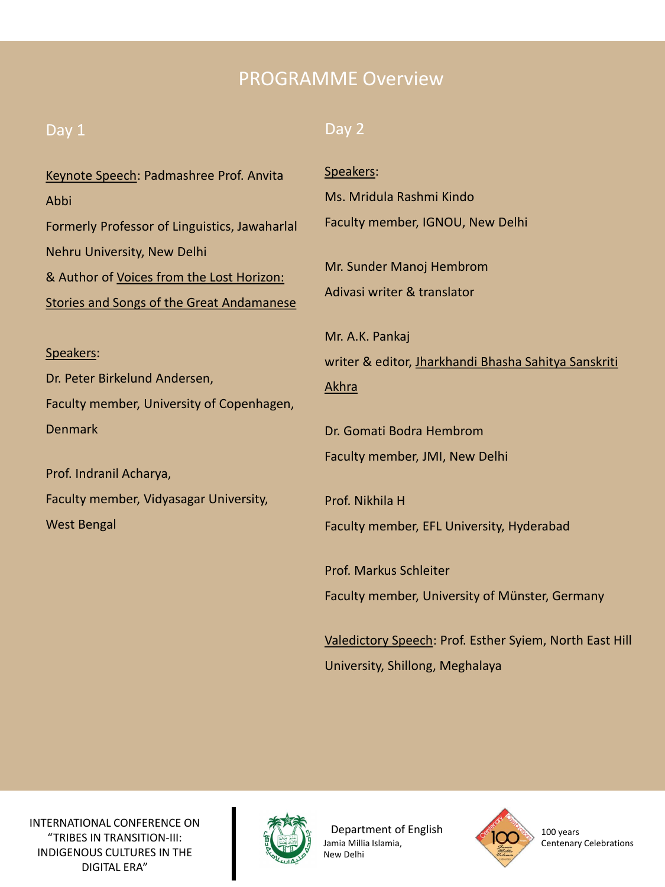# PROGRAMME Overview

## Day 1

Keynote Speech: Padmashree Prof. Anvita Abbi
Formerly Professor of Linguistics, Jawaharlal Nehru University, New Delhi
& Author of Voices from the Lost Horizon: Stories and Songs of the Great Andamanese

Speakers:

Dr. Peter Birkelund Andersen,
Faculty member, University of Copenhagen, Denmark

Prof. Indranil Acharya,
Faculty member, Vidyasagar University, West Bengal

## Day 2

Speakers:

Ms. Mridula Rashmi Kindo
Faculty member, IGNOU, New Delhi

Mr. Sunder Manoj Hembrom
Adivasi writer & translator

Mr. A.K. Pankaj
writer & editor, Jharkhandi Bhasha Sahitya Sanskriti Akhra

Dr. Gomati Bodra Hembrom
Faculty member, JMI, New Delhi

Prof. Nikhila H
Faculty member, EFL University, Hyderabad

Prof. Markus Schleiter
Faculty member, University of Münster, Germany

Valedictory Speech: Prof. Esther Syiem, North East Hill University, Shillong, Meghalaya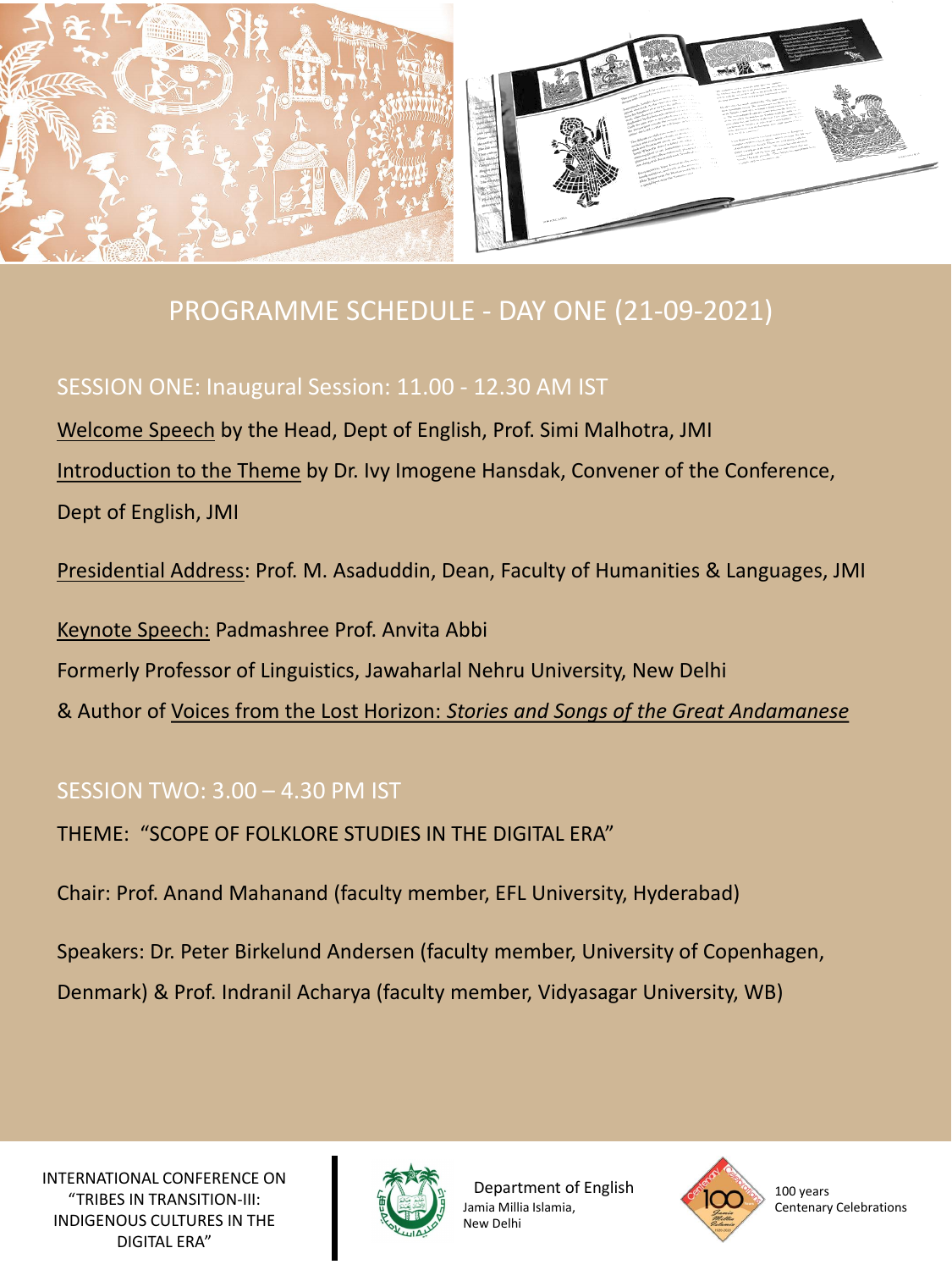## PROGRAMME SCHEDULE - DAY ONE (21-09-2021)

### SESSION ONE: Inaugural Session: 11.00 - 12.30 AM IST

Welcome Speech by the Head, Dept of English, Prof. Simi Malhotra, JMI

Introduction to the Theme by Dr. Ivy Imogene Hansdak, Convener of the Conference, Dept of English, JMI

Presidential Address: Prof. M. Asaduddin, Dean, Faculty of Humanities & Languages, JMI

Keynote Speech: Padmashree Prof. Anvita Abbi
Formerly Professor of Linguistics, Jawaharlal Nehru University, New Delhi
& Author of Voices from the Lost Horizon: *Stories and Songs of the Great Andamanese*

### SESSION TWO: 3.00 – 4.30 PM IST

THEME: "SCOPE OF FOLKLORE STUDIES IN THE DIGITAL ERA"

Chair: Prof. Anand Mahanand (faculty member, EFL University, Hyderabad)

Speakers: Dr. Peter Birkelund Andersen (faculty member, University of Copenhagen, Denmark) & Prof. Indranil Acharya (faculty member, Vidyasagar University, WB)

INTERNATIONAL CONFERENCE ON "TRIBES IN TRANSITION-III: INDIGENOUS CULTURES IN THE DIGITAL ERA"

Department of English
Jamia Millia Islamia,
New Delhi

100 years
Centenary Celebrations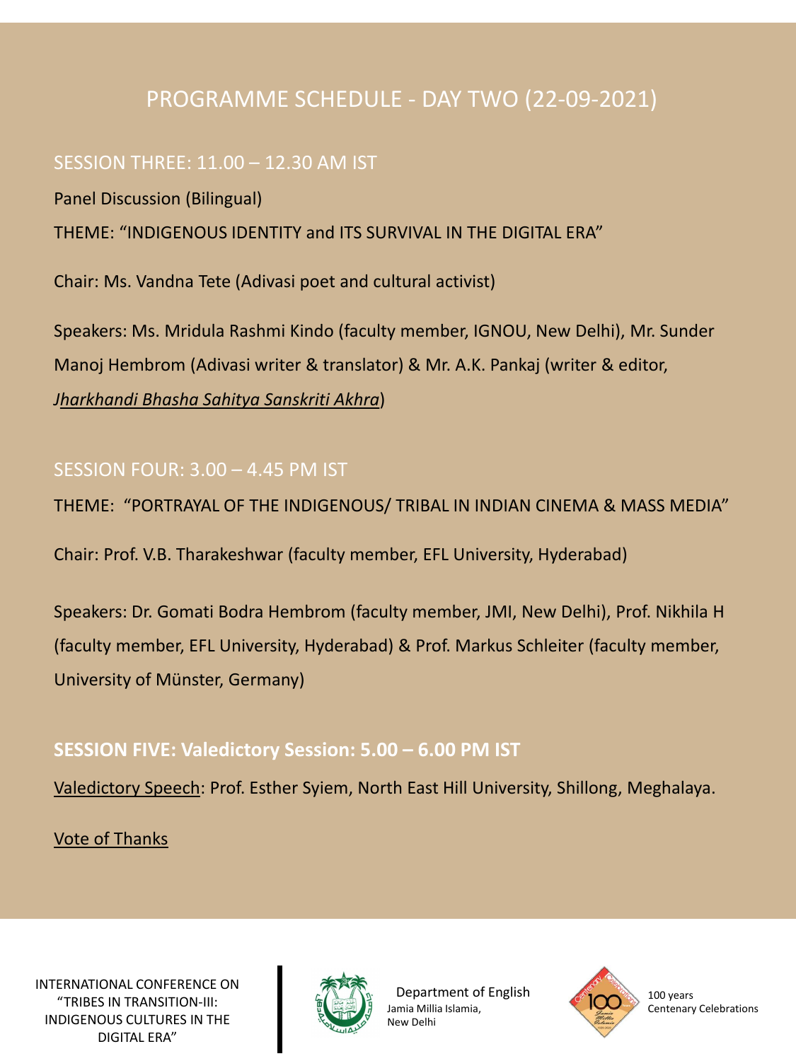# PROGRAMME SCHEDULE - DAY TWO (22-09-2021)

## SESSION THREE: 11.00 – 12.30 AM IST

Panel Discussion (Bilingual)

THEME: "INDIGENOUS IDENTITY and ITS SURVIVAL IN THE DIGITAL ERA"

Chair: Ms. Vandna Tete (Adivasi poet and cultural activist)

Speakers: Ms. Mridula Rashmi Kindo (faculty member, IGNOU, New Delhi), Mr. Sunder Manoj Hembrom (Adivasi writer & translator) & Mr. A.K. Pankaj (writer & editor, *Jharkhandi Bhasha Sahitya Sanskriti Akhra*)

## SESSION FOUR: 3.00 – 4.45 PM IST

THEME: "PORTRAYAL OF THE INDIGENOUS/ TRIBAL IN INDIAN CINEMA & MASS MEDIA"

Chair: Prof. V.B. Tharakeshwar (faculty member, EFL University, Hyderabad)

Speakers: Dr. Gomati Bodra Hembrom (faculty member, JMI, New Delhi), Prof. Nikhila H (faculty member, EFL University, Hyderabad) & Prof. Markus Schleiter (faculty member, University of Münster, Germany)

## **SESSION FIVE: Valedictory Session: 5.00 – 6.00 PM IST**

Valedictory Speech: Prof. Esther Syiem, North East Hill University, Shillong, Meghalaya.

Vote of Thanks

INTERNATIONAL CONFERENCE ON "TRIBES IN TRANSITION-III: INDIGENOUS CULTURES IN THE DIGITAL ERA"

Department of English
Jamia Millia Islamia,
New Delhi

100 years
Centenary Celebrations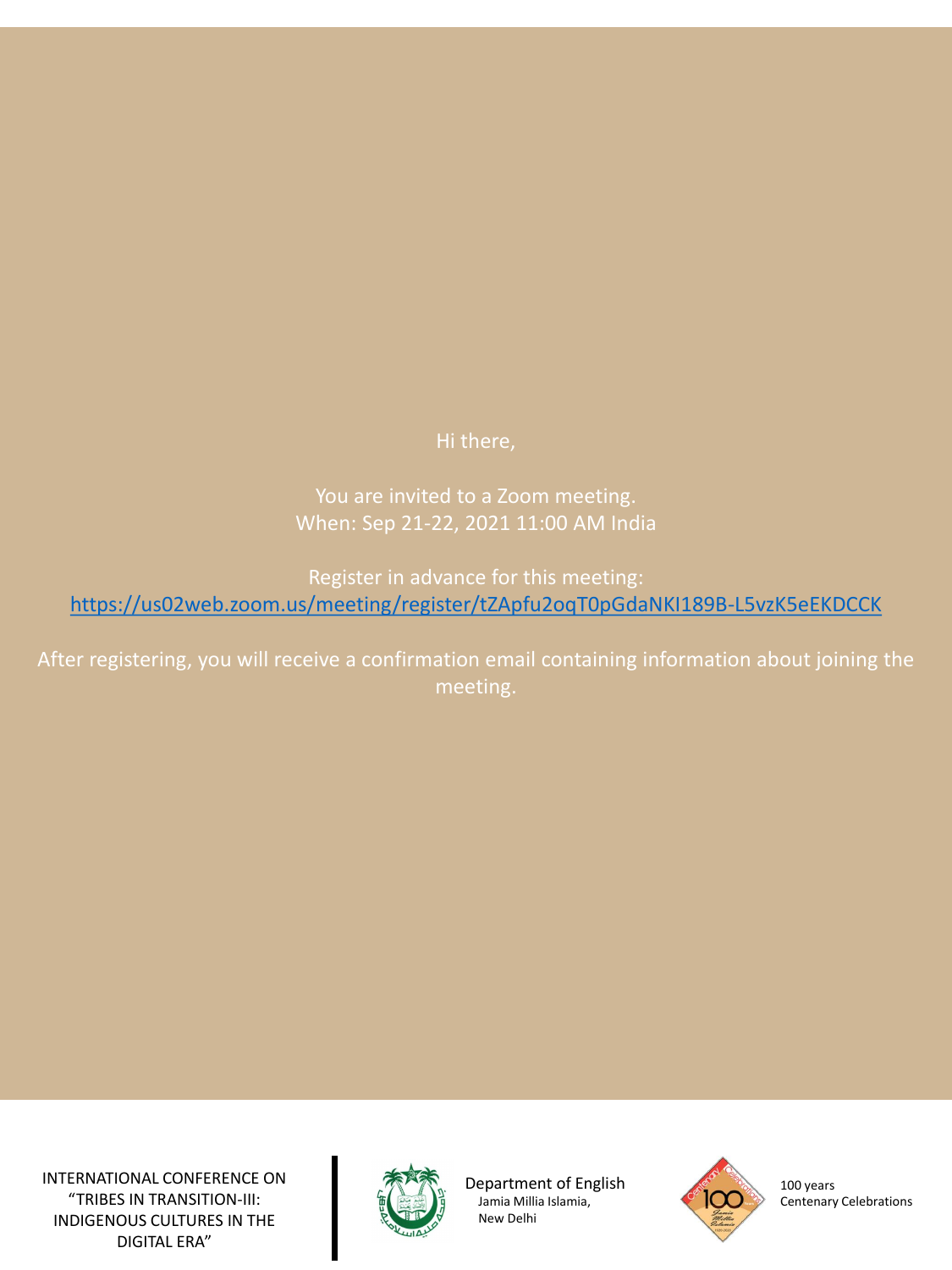Hi there,

You are invited to a Zoom meeting.
When: Sep 21-22, 2021 11:00 AM India

Register in advance for this meeting:
https://us02web.zoom.us/meeting/register/tZApfu2oqT0pGdaNKI189B-L5vzK5eEKDCCK

After registering, you will receive a confirmation email containing information about joining the meeting.

INTERNATIONAL CONFERENCE ON "TRIBES IN TRANSITION-III: INDIGENOUS CULTURES IN THE DIGITAL ERA"

Department of English
Jamia Millia Islamia,
New Delhi

100 years
Centenary Celebrations